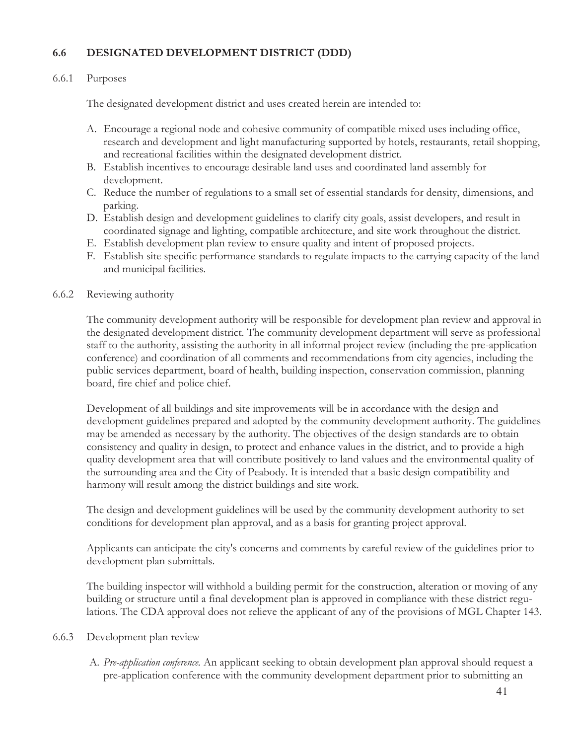## 6.6 DESIGNATED DEVELOPMENT DISTRICT (DDD)

### 6.6.1 Purposes

The designated development district and uses created herein are intended to:

A. Encourage a regional node and cohesive community of compatible mixed uses including office, research and development and light manufacturing supported by hotels, restaurants, retail shopping, and recreational facilities within the designated development district.
B. Establish incentives to encourage desirable land uses and coordinated land assembly for development.
C. Reduce the number of regulations to a small set of essential standards for density, dimensions, and parking.
D. Establish design and development guidelines to clarify city goals, assist developers, and result in coordinated signage and lighting, compatible architecture, and site work throughout the district.
E. Establish development plan review to ensure quality and intent of proposed projects.
F. Establish site specific performance standards to regulate impacts to the carrying capacity of the land and municipal facilities.

### 6.6.2 Reviewing authority

The community development authority will be responsible for development plan review and approval in the designated development district. The community development department will serve as professional staff to the authority, assisting the authority in all informal project review (including the pre-application conference) and coordination of all comments and recommendations from city agencies, including the public services department, board of health, building inspection, conservation commission, planning board, fire chief and police chief.

Development of all buildings and site improvements will be in accordance with the design and development guidelines prepared and adopted by the community development authority. The guidelines may be amended as necessary by the authority. The objectives of the design standards are to obtain consistency and quality in design, to protect and enhance values in the district, and to provide a high quality development area that will contribute positively to land values and the environmental quality of the surrounding area and the City of Peabody. It is intended that a basic design compatibility and harmony will result among the district buildings and site work.

The design and development guidelines will be used by the community development authority to set conditions for development plan approval, and as a basis for granting project approval.

Applicants can anticipate the city's concerns and comments by careful review of the guidelines prior to development plan submittals.

The building inspector will withhold a building permit for the construction, alteration or moving of any building or structure until a final development plan is approved in compliance with these district regulations. The CDA approval does not relieve the applicant of any of the provisions of MGL Chapter 143.

### 6.6.3 Development plan review

A. *Pre-application conference.* An applicant seeking to obtain development plan approval should request a pre-application conference with the community development department prior to submitting an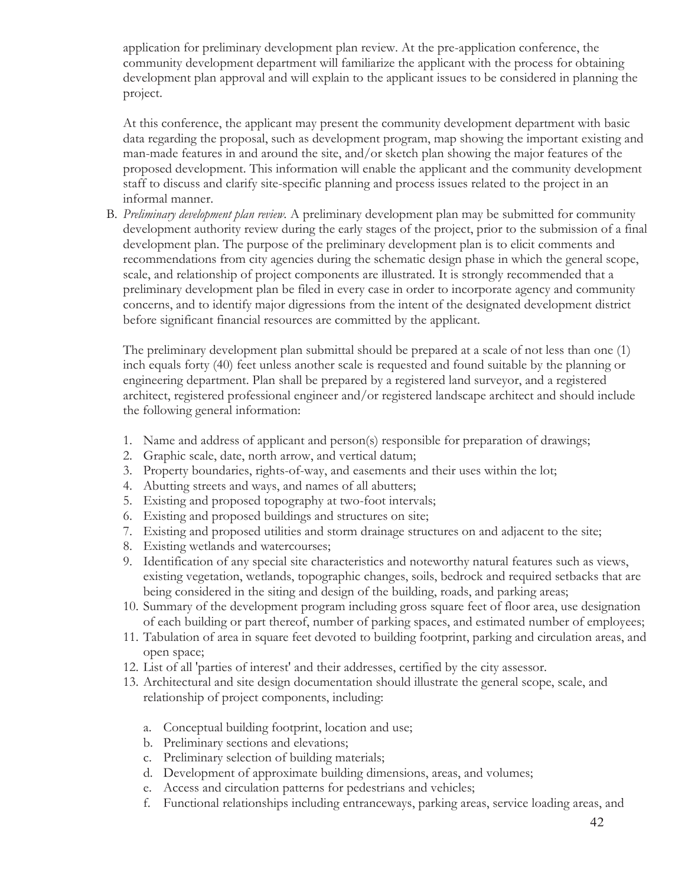application for preliminary development plan review. At the pre-application conference, the community development department will familiarize the applicant with the process for obtaining development plan approval and will explain to the applicant issues to be considered in planning the project.

At this conference, the applicant may present the community development department with basic data regarding the proposal, such as development program, map showing the important existing and man-made features in and around the site, and/or sketch plan showing the major features of the proposed development. This information will enable the applicant and the community development staff to discuss and clarify site-specific planning and process issues related to the project in an informal manner.

B. *Preliminary development plan review.* A preliminary development plan may be submitted for community development authority review during the early stages of the project, prior to the submission of a final development plan. The purpose of the preliminary development plan is to elicit comments and recommendations from city agencies during the schematic design phase in which the general scope, scale, and relationship of project components are illustrated. It is strongly recommended that a preliminary development plan be filed in every case in order to incorporate agency and community concerns, and to identify major digressions from the intent of the designated development district before significant financial resources are committed by the applicant.

The preliminary development plan submittal should be prepared at a scale of not less than one (1) inch equals forty (40) feet unless another scale is requested and found suitable by the planning or engineering department. Plan shall be prepared by a registered land surveyor, and a registered architect, registered professional engineer and/or registered landscape architect and should include the following general information:

1. Name and address of applicant and person(s) responsible for preparation of drawings;
2. Graphic scale, date, north arrow, and vertical datum;
3. Property boundaries, rights-of-way, and easements and their uses within the lot;
4. Abutting streets and ways, and names of all abutters;
5. Existing and proposed topography at two-foot intervals;
6. Existing and proposed buildings and structures on site;
7. Existing and proposed utilities and storm drainage structures on and adjacent to the site;
8. Existing wetlands and watercourses;
9. Identification of any special site characteristics and noteworthy natural features such as views, existing vegetation, wetlands, topographic changes, soils, bedrock and required setbacks that are being considered in the siting and design of the building, roads, and parking areas;
10. Summary of the development program including gross square feet of floor area, use designation of each building or part thereof, number of parking spaces, and estimated number of employees;
11. Tabulation of area in square feet devoted to building footprint, parking and circulation areas, and open space;
12. List of all 'parties of interest' and their addresses, certified by the city assessor.
13. Architectural and site design documentation should illustrate the general scope, scale, and relationship of project components, including:

    a. Conceptual building footprint, location and use;
    b. Preliminary sections and elevations;
    c. Preliminary selection of building materials;
    d. Development of approximate building dimensions, areas, and volumes;
    e. Access and circulation patterns for pedestrians and vehicles;
    f. Functional relationships including entranceways, parking areas, service loading areas, and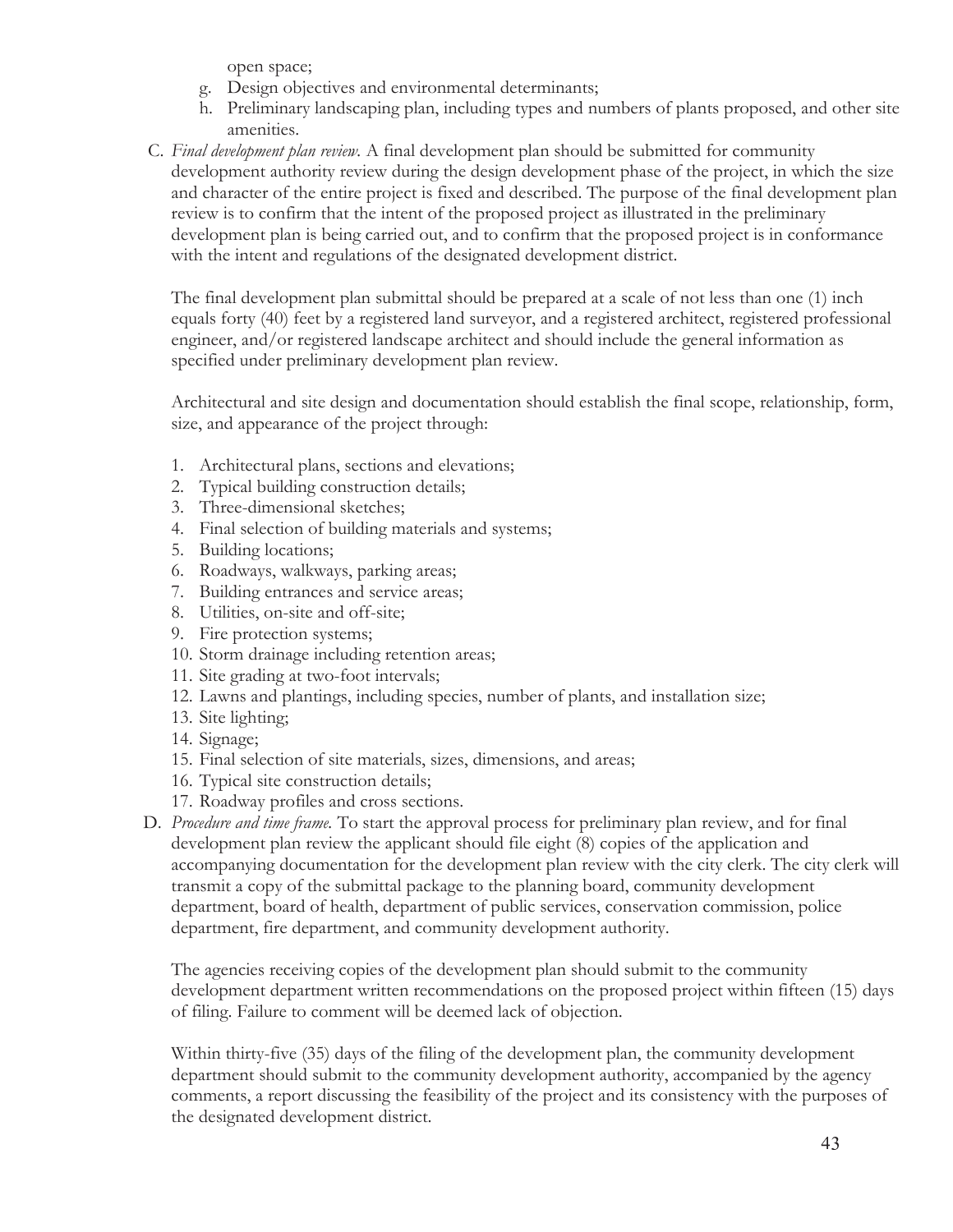open space;

g. Design objectives and environmental determinants;
h. Preliminary landscaping plan, including types and numbers of plants proposed, and other site amenities.

C. *Final development plan review.* A final development plan should be submitted for community development authority review during the design development phase of the project, in which the size and character of the entire project is fixed and described. The purpose of the final development plan review is to confirm that the intent of the proposed project as illustrated in the preliminary development plan is being carried out, and to confirm that the proposed project is in conformance with the intent and regulations of the designated development district.

   The final development plan submittal should be prepared at a scale of not less than one (1) inch equals forty (40) feet by a registered land surveyor, and a registered architect, registered professional engineer, and/or registered landscape architect and should include the general information as specified under preliminary development plan review.

   Architectural and site design and documentation should establish the final scope, relationship, form, size, and appearance of the project through:

   1. Architectural plans, sections and elevations;
   2. Typical building construction details;
   3. Three-dimensional sketches;
   4. Final selection of building materials and systems;
   5. Building locations;
   6. Roadways, walkways, parking areas;
   7. Building entrances and service areas;
   8. Utilities, on-site and off-site;
   9. Fire protection systems;
   10. Storm drainage including retention areas;
   11. Site grading at two-foot intervals;
   12. Lawns and plantings, including species, number of plants, and installation size;
   13. Site lighting;
   14. Signage;
   15. Final selection of site materials, sizes, dimensions, and areas;
   16. Typical site construction details;
   17. Roadway profiles and cross sections.

D. *Procedure and time frame.* To start the approval process for preliminary plan review, and for final development plan review the applicant should file eight (8) copies of the application and accompanying documentation for the development plan review with the city clerk. The city clerk will transmit a copy of the submittal package to the planning board, community development department, board of health, department of public services, conservation commission, police department, fire department, and community development authority.

   The agencies receiving copies of the development plan should submit to the community development department written recommendations on the proposed project within fifteen (15) days of filing. Failure to comment will be deemed lack of objection.

   Within thirty-five (35) days of the filing of the development plan, the community development department should submit to the community development authority, accompanied by the agency comments, a report discussing the feasibility of the project and its consistency with the purposes of the designated development district.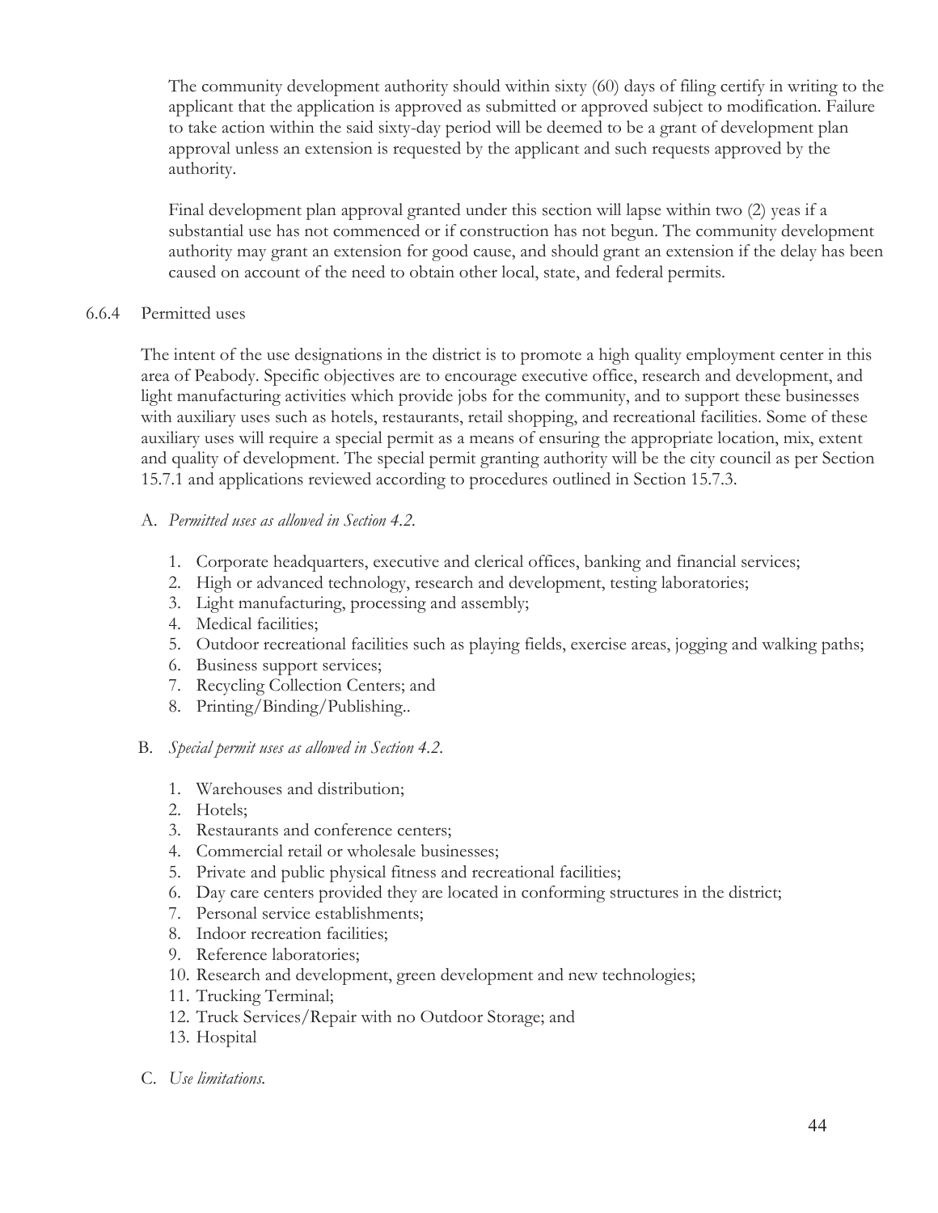The community development authority should within sixty (60) days of filing certify in writing to the applicant that the application is approved as submitted or approved subject to modification. Failure to take action within the said sixty-day period will be deemed to be a grant of development plan approval unless an extension is requested by the applicant and such requests approved by the authority.

Final development plan approval granted under this section will lapse within two (2) yeas if a substantial use has not commenced or if construction has not begun. The community development authority may grant an extension for good cause, and should grant an extension if the delay has been caused on account of the need to obtain other local, state, and federal permits.

6.6.4 Permitted uses

The intent of the use designations in the district is to promote a high quality employment center in this area of Peabody. Specific objectives are to encourage executive office, research and development, and light manufacturing activities which provide jobs for the community, and to support these businesses with auxiliary uses such as hotels, restaurants, retail shopping, and recreational facilities. Some of these auxiliary uses will require a special permit as a means of ensuring the appropriate location, mix, extent and quality of development. The special permit granting authority will be the city council as per Section 15.7.1 and applications reviewed according to procedures outlined in Section 15.7.3.

A. *Permitted uses as allowed in Section 4.2.*

1. Corporate headquarters, executive and clerical offices, banking and financial services;
2. High or advanced technology, research and development, testing laboratories;
3. Light manufacturing, processing and assembly;
4. Medical facilities;
5. Outdoor recreational facilities such as playing fields, exercise areas, jogging and walking paths;
6. Business support services;
7. Recycling Collection Centers; and
8. Printing/Binding/Publishing..

B. *Special permit uses as allowed in Section 4.2.*

1. Warehouses and distribution;
2. Hotels;
3. Restaurants and conference centers;
4. Commercial retail or wholesale businesses;
5. Private and public physical fitness and recreational facilities;
6. Day care centers provided they are located in conforming structures in the district;
7. Personal service establishments;
8. Indoor recreation facilities;
9. Reference laboratories;
10. Research and development, green development and new technologies;
11. Trucking Terminal;
12. Truck Services/Repair with no Outdoor Storage; and
13. Hospital

C. *Use limitations.*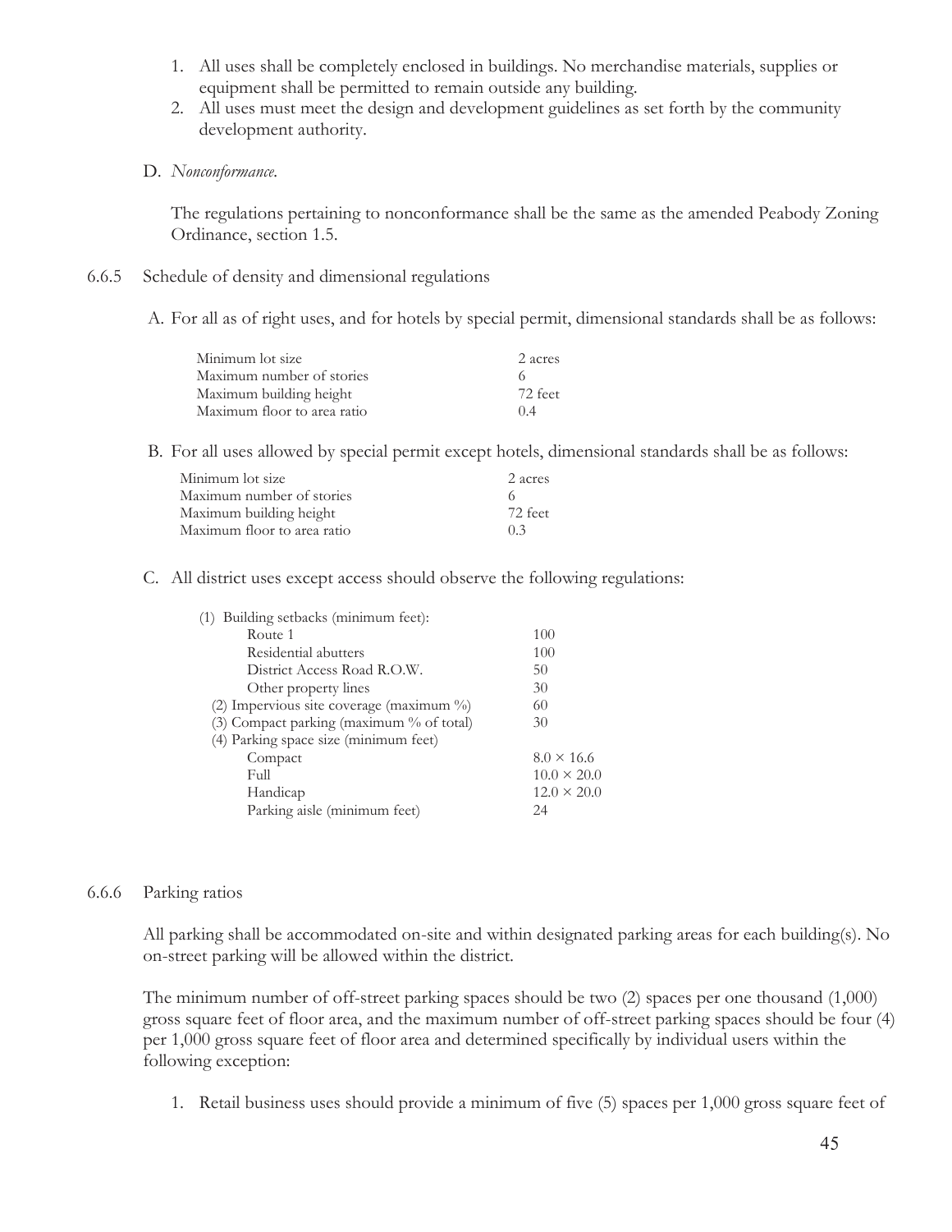1. All uses shall be completely enclosed in buildings. No merchandise materials, supplies or equipment shall be permitted to remain outside any building.
2. All uses must meet the design and development guidelines as set forth by the community development authority.

D. *Nonconformance.*

The regulations pertaining to nonconformance shall be the same as the amended Peabody Zoning Ordinance, section 1.5.

6.6.5 Schedule of density and dimensional regulations

A. For all as of right uses, and for hotels by special permit, dimensional standards shall be as follows:

| | |
|---|---|
| Minimum lot size | 2 acres |
| Maximum number of stories | 6 |
| Maximum building height | 72 feet |
| Maximum floor to area ratio | 0.4 |

B. For all uses allowed by special permit except hotels, dimensional standards shall be as follows:

| | |
|---|---|
| Minimum lot size | 2 acres |
| Maximum number of stories | 6 |
| Maximum building height | 72 feet |
| Maximum floor to area ratio | 0.3 |

C. All district uses except access should observe the following regulations:

| | |
|---|---|
| (1) Building setbacks (minimum feet): | |
| Route 1 | 100 |
| Residential abutters | 100 |
| District Access Road R.O.W. | 50 |
| Other property lines | 30 |
| (2) Impervious site coverage (maximum %) | 60 |
| (3) Compact parking (maximum % of total) | 30 |
| (4) Parking space size (minimum feet) | |
| Compact | 8.0 × 16.6 |
| Full | 10.0 × 20.0 |
| Handicap | 12.0 × 20.0 |
| Parking aisle (minimum feet) | 24 |

6.6.6 Parking ratios

All parking shall be accommodated on-site and within designated parking areas for each building(s). No on-street parking will be allowed within the district.

The minimum number of off-street parking spaces should be two (2) spaces per one thousand (1,000) gross square feet of floor area, and the maximum number of off-street parking spaces should be four (4) per 1,000 gross square feet of floor area and determined specifically by individual users within the following exception:

1. Retail business uses should provide a minimum of five (5) spaces per 1,000 gross square feet of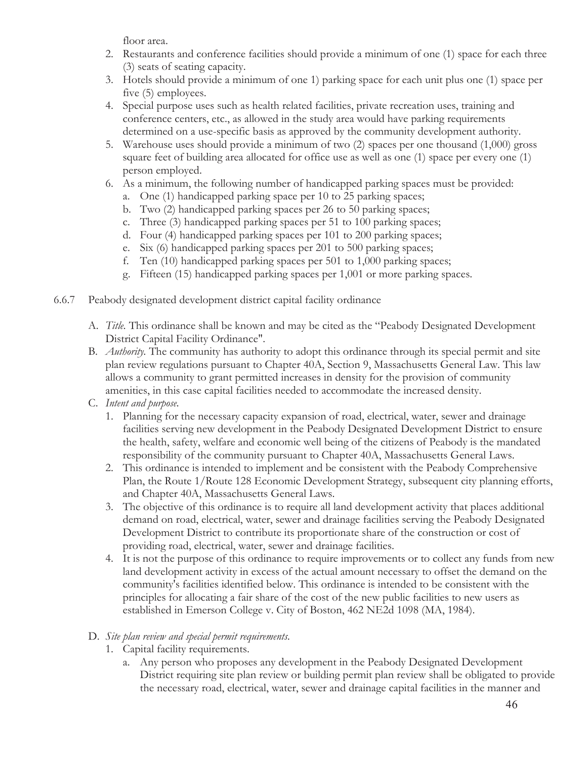floor area.

2. Restaurants and conference facilities should provide a minimum of one (1) space for each three (3) seats of seating capacity.
3. Hotels should provide a minimum of one 1) parking space for each unit plus one (1) space per five (5) employees.
4. Special purpose uses such as health related facilities, private recreation uses, training and conference centers, etc., as allowed in the study area would have parking requirements determined on a use-specific basis as approved by the community development authority.
5. Warehouse uses should provide a minimum of two (2) spaces per one thousand (1,000) gross square feet of building area allocated for office use as well as one (1) space per every one (1) person employed.
6. As a minimum, the following number of handicapped parking spaces must be provided:
   a. One (1) handicapped parking space per 10 to 25 parking spaces;
   b. Two (2) handicapped parking spaces per 26 to 50 parking spaces;
   c. Three (3) handicapped parking spaces per 51 to 100 parking spaces;
   d. Four (4) handicapped parking spaces per 101 to 200 parking spaces;
   e. Six (6) handicapped parking spaces per 201 to 500 parking spaces;
   f. Ten (10) handicapped parking spaces per 501 to 1,000 parking spaces;
   g. Fifteen (15) handicapped parking spaces per 1,001 or more parking spaces.

### 6.6.7 Peabody designated development district capital facility ordinance

A. *Title.* This ordinance shall be known and may be cited as the "Peabody Designated Development District Capital Facility Ordinance".

B. *Authority.* The community has authority to adopt this ordinance through its special permit and site plan review regulations pursuant to Chapter 40A, Section 9, Massachusetts General Law. This law allows a community to grant permitted increases in density for the provision of community amenities, in this case capital facilities needed to accommodate the increased density.

C. *Intent and purpose.*

1. Planning for the necessary capacity expansion of road, electrical, water, sewer and drainage facilities serving new development in the Peabody Designated Development District to ensure the health, safety, welfare and economic well being of the citizens of Peabody is the mandated responsibility of the community pursuant to Chapter 40A, Massachusetts General Laws.
2. This ordinance is intended to implement and be consistent with the Peabody Comprehensive Plan, the Route 1/Route 128 Economic Development Strategy, subsequent city planning efforts, and Chapter 40A, Massachusetts General Laws.
3. The objective of this ordinance is to require all land development activity that places additional demand on road, electrical, water, sewer and drainage facilities serving the Peabody Designated Development District to contribute its proportionate share of the construction or cost of providing road, electrical, water, sewer and drainage facilities.
4. It is not the purpose of this ordinance to require improvements or to collect any funds from new land development activity in excess of the actual amount necessary to offset the demand on the community's facilities identified below. This ordinance is intended to be consistent with the principles for allocating a fair share of the cost of the new public facilities to new users as established in Emerson College v. City of Boston, 462 NE2d 1098 (MA, 1984).

D. *Site plan review and special permit requirements.*

1. Capital facility requirements.
   a. Any person who proposes any development in the Peabody Designated Development District requiring site plan review or building permit plan review shall be obligated to provide the necessary road, electrical, water, sewer and drainage capital facilities in the manner and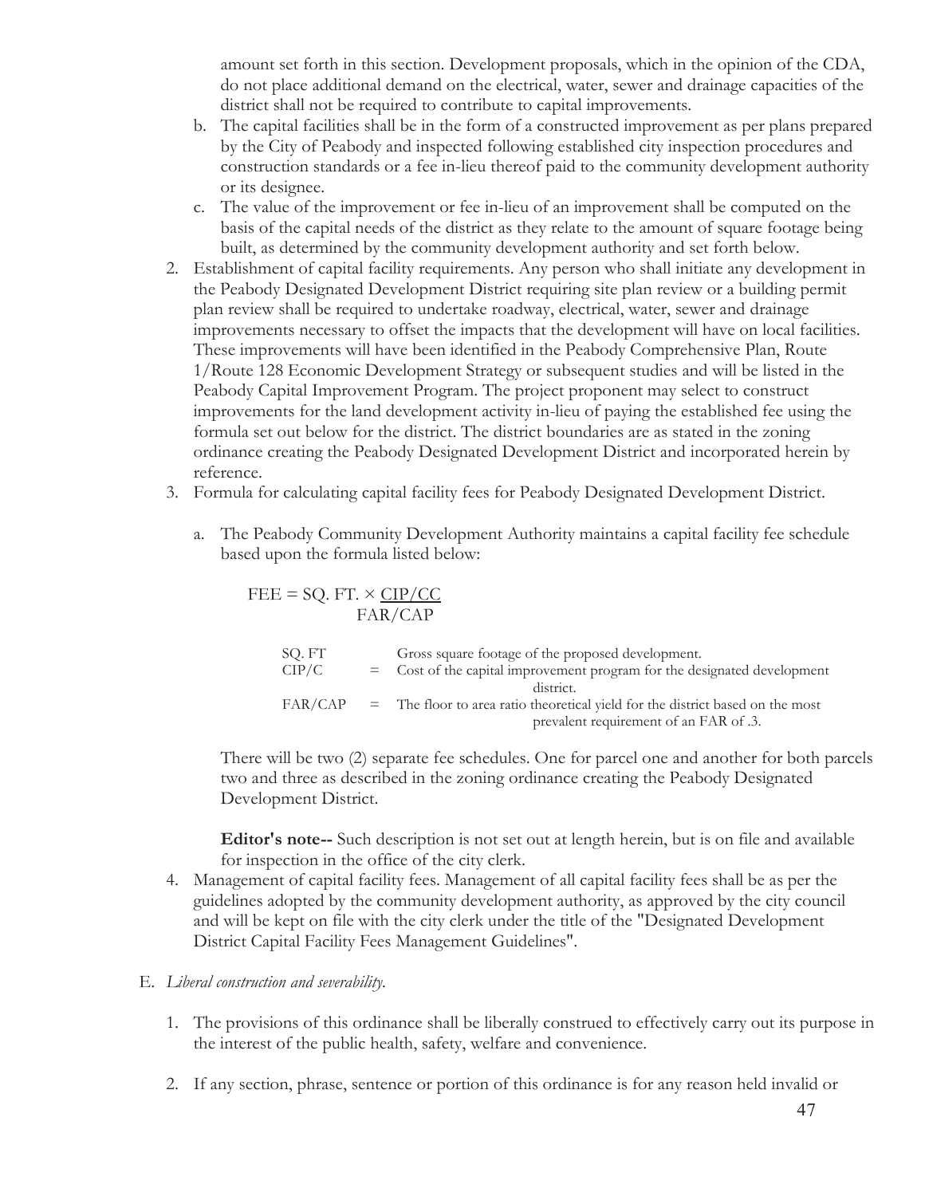amount set forth in this section. Development proposals, which in the opinion of the CDA, do not place additional demand on the electrical, water, sewer and drainage capacities of the district shall not be required to contribute to capital improvements.

b. The capital facilities shall be in the form of a constructed improvement as per plans prepared by the City of Peabody and inspected following established city inspection procedures and construction standards or a fee in-lieu thereof paid to the community development authority or its designee.

c. The value of the improvement or fee in-lieu of an improvement shall be computed on the basis of the capital needs of the district as they relate to the amount of square footage being built, as determined by the community development authority and set forth below.

2. Establishment of capital facility requirements. Any person who shall initiate any development in the Peabody Designated Development District requiring site plan review or a building permit plan review shall be required to undertake roadway, electrical, water, sewer and drainage improvements necessary to offset the impacts that the development will have on local facilities. These improvements will have been identified in the Peabody Comprehensive Plan, Route 1/Route 128 Economic Development Strategy or subsequent studies and will be listed in the Peabody Capital Improvement Program. The project proponent may select to construct improvements for the land development activity in-lieu of paying the established fee using the formula set out below for the district. The district boundaries are as stated in the zoning ordinance creating the Peabody Designated Development District and incorporated herein by reference.

3. Formula for calculating capital facility fees for Peabody Designated Development District.

   a. The Peabody Community Development Authority maintains a capital facility fee schedule based upon the formula listed below:

$$\text{FEE} = \text{SQ. FT.} \times \frac{\text{CIP/CC}}{\text{FAR/CAP}}$$

| | | |
|---|---|---|
| SQ. FT | | Gross square footage of the proposed development. |
| CIP/C | = | Cost of the capital improvement program for the designated development district. |
| FAR/CAP | = | The floor to area ratio theoretical yield for the district based on the most prevalent requirement of an FAR of .3. |

   There will be two (2) separate fee schedules. One for parcel one and another for both parcels two and three as described in the zoning ordinance creating the Peabody Designated Development District.

   **Editor's note--** Such description is not set out at length herein, but is on file and available for inspection in the office of the city clerk.

4. Management of capital facility fees. Management of all capital facility fees shall be as per the guidelines adopted by the community development authority, as approved by the city council and will be kept on file with the city clerk under the title of the "Designated Development District Capital Facility Fees Management Guidelines".

E. *Liberal construction and severability.*

1. The provisions of this ordinance shall be liberally construed to effectively carry out its purpose in the interest of the public health, safety, welfare and convenience.

2. If any section, phrase, sentence or portion of this ordinance is for any reason held invalid or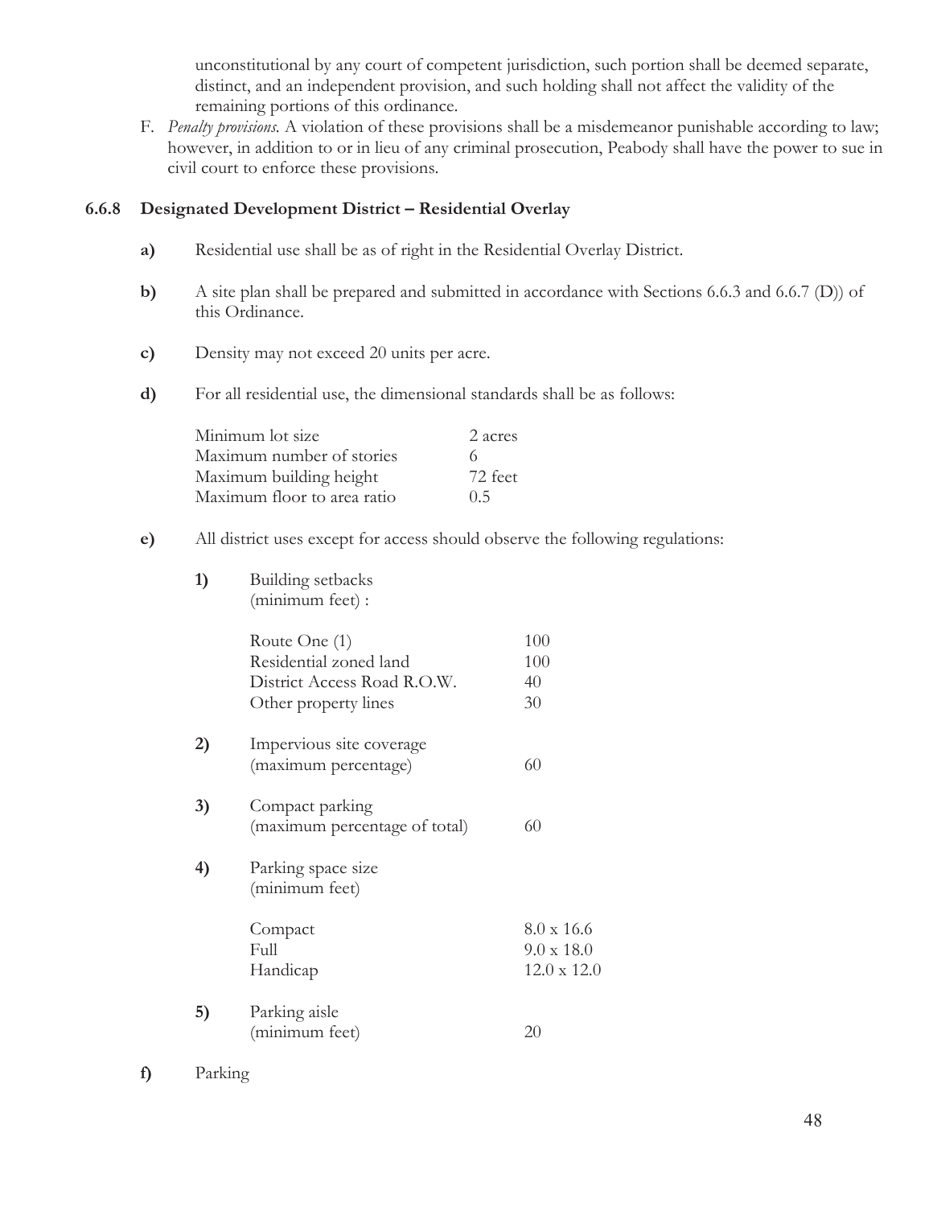unconstitutional by any court of competent jurisdiction, such portion shall be deemed separate, distinct, and an independent provision, and such holding shall not affect the validity of the remaining portions of this ordinance.

F. *Penalty provisions.* A violation of these provisions shall be a misdemeanor punishable according to law; however, in addition to or in lieu of any criminal prosecution, Peabody shall have the power to sue in civil court to enforce these provisions.

### 6.6.8 Designated Development District – Residential Overlay

**a)** Residential use shall be as of right in the Residential Overlay District.

**b)** A site plan shall be prepared and submitted in accordance with Sections 6.6.3 and 6.6.7 (D)) of this Ordinance.

**c)** Density may not exceed 20 units per acre.

**d)** For all residential use, the dimensional standards shall be as follows:

| | |
|---|---|
| Minimum lot size | 2 acres |
| Maximum number of stories | 6 |
| Maximum building height | 72 feet |
| Maximum floor to area ratio | 0.5 |

**e)** All district uses except for access should observe the following regulations:

**1)** Building setbacks (minimum feet) :

| | |
|---|---|
| Route One (1) | 100 |
| Residential zoned land | 100 |
| District Access Road R.O.W. | 40 |
| Other property lines | 30 |

**2)** Impervious site coverage (maximum percentage) 60

**3)** Compact parking (maximum percentage of total) 60

**4)** Parking space size (minimum feet)

| | |
|---|---|
| Compact | 8.0 x 16.6 |
| Full | 9.0 x 18.0 |
| Handicap | 12.0 x 12.0 |

**5)** Parking aisle (minimum feet) 20

**f)** Parking